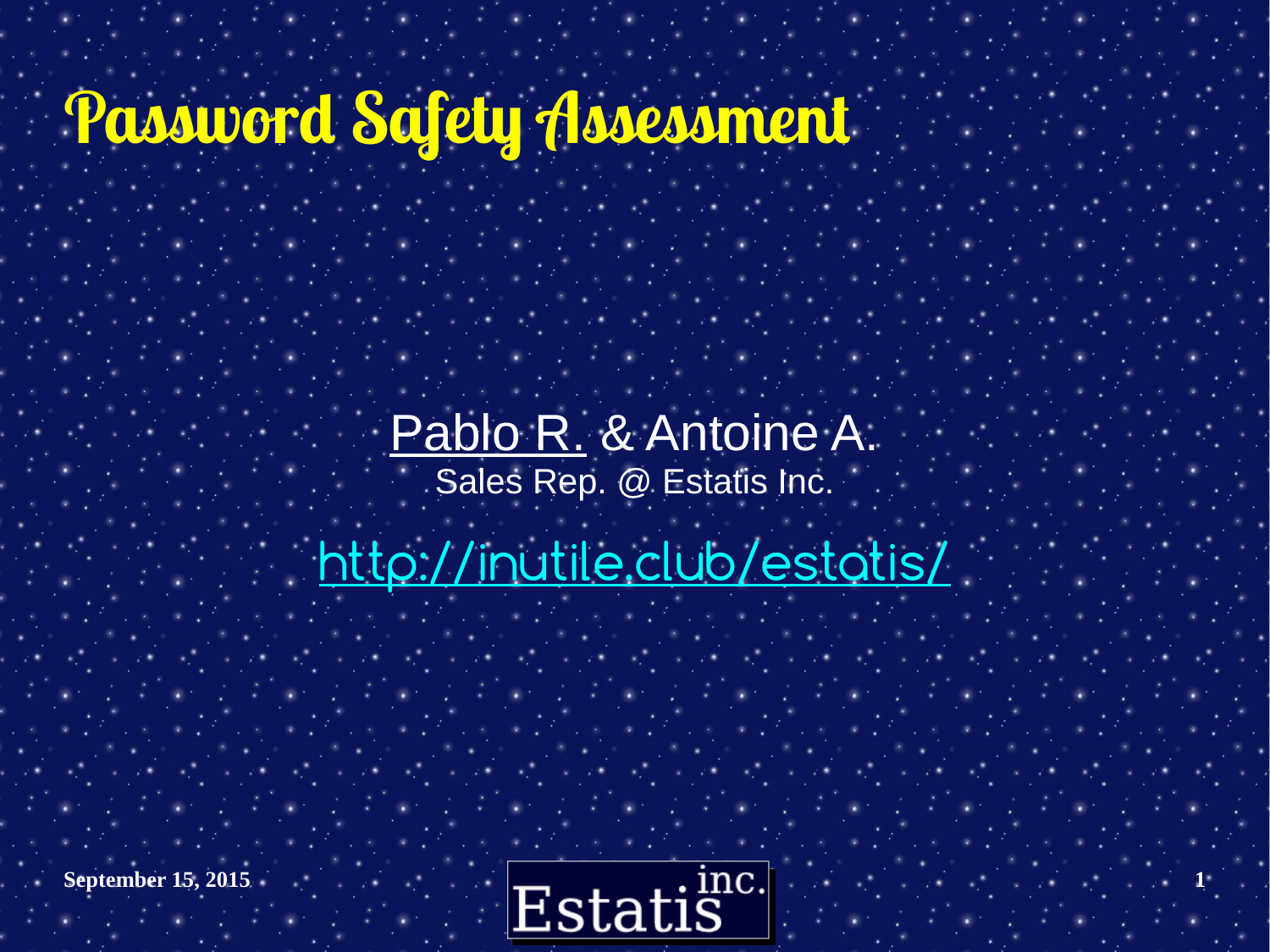# Password Safety Assessment

Pablo R. & Antoine A.

Sales Rep. @ Estatis Inc.

http://inutile.club/estatis/

September 15, 2015

Estatis inc.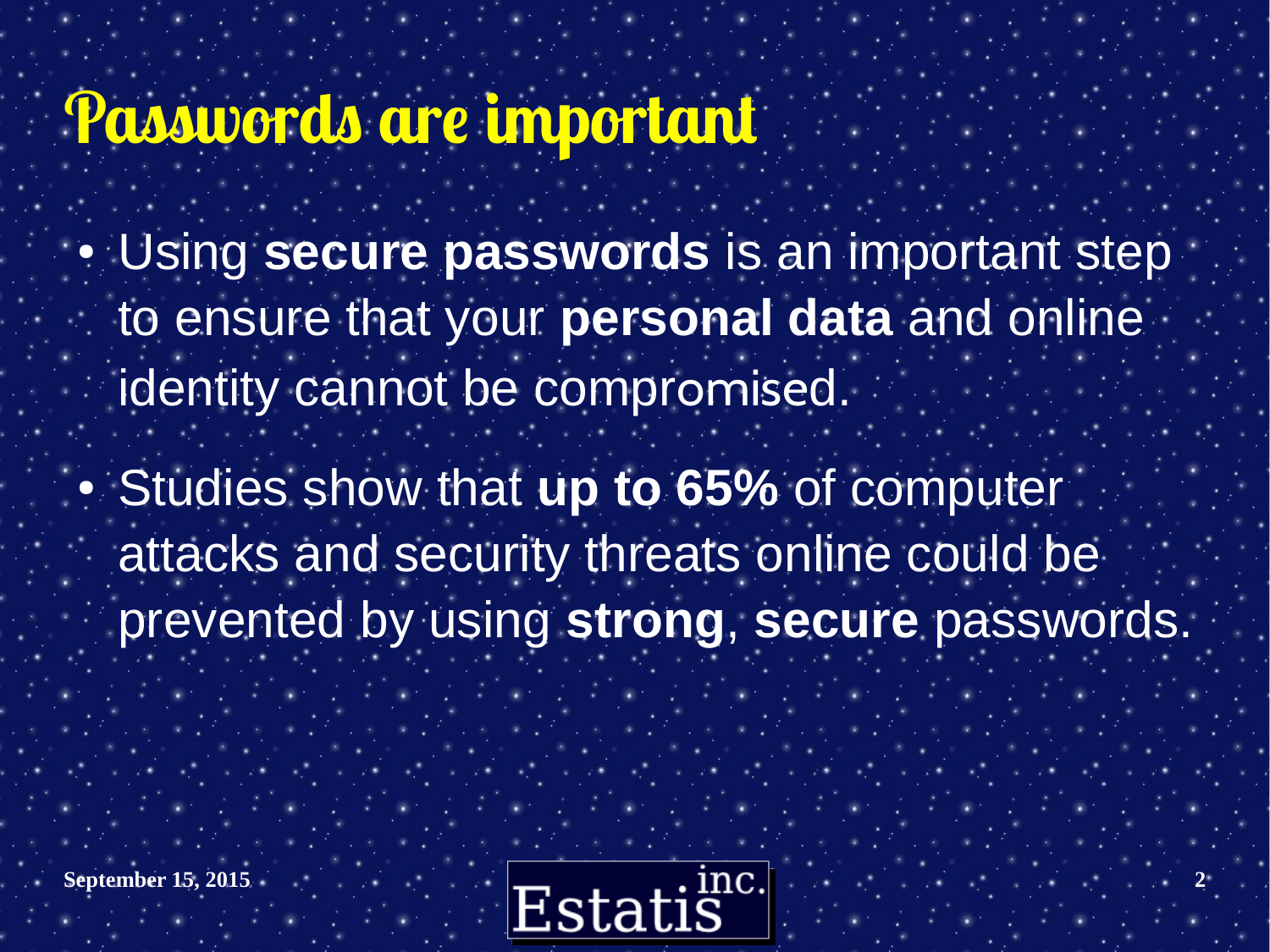# Passwords are important

- Using **secure passwords** is an important step to ensure that your **personal data** and online identity cannot be compromised.
- Studies show that **up to 65%** of computer attacks and security threats online could be prevented by using **strong**, **secure** passwords.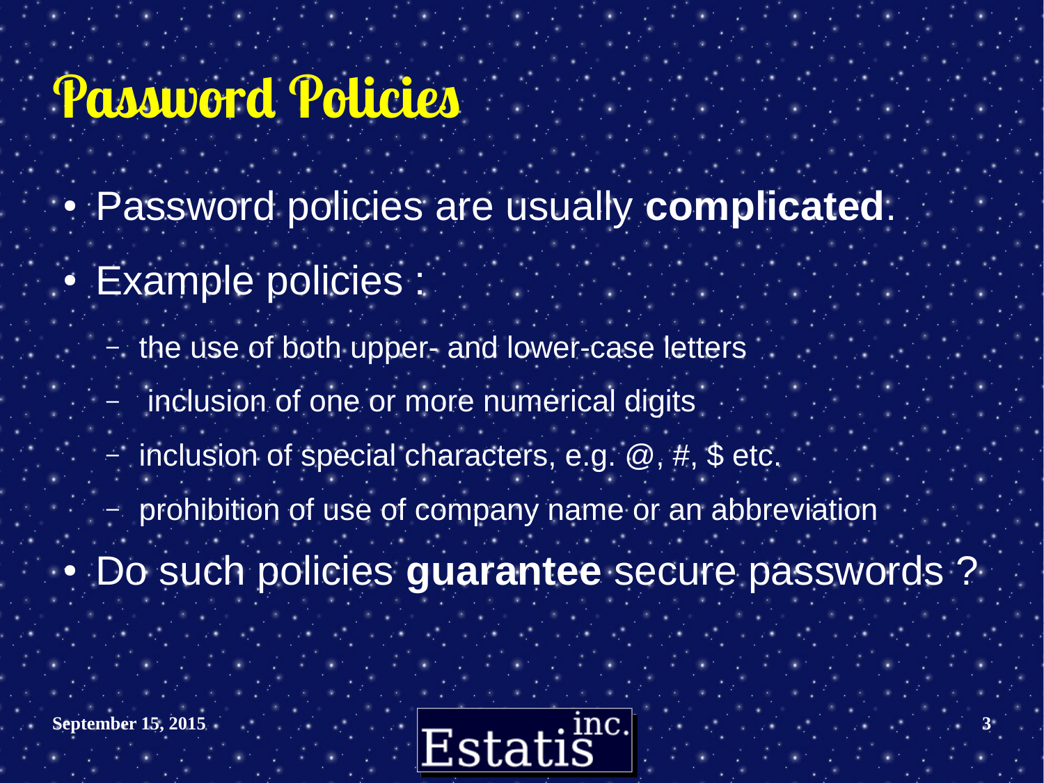# Password Policies

- Password policies are usually **complicated**.
- Example policies :
  - the use of both upper- and lower-case letters
  - inclusion of one or more numerical digits
  - inclusion of special characters, e.g. @, #, $ etc.
  - prohibition of use of company name or an abbreviation
- Do such policies **guarantee** secure passwords ?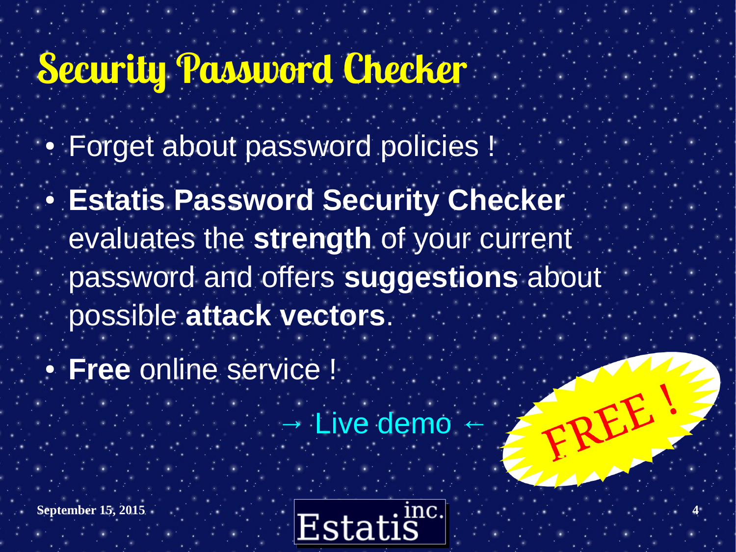# Security Password Checker

- Forget about password policies !
- **Estatis Password Security Checker** evaluates the **strength** of your current password and offers **suggestions** about possible **attack vectors**.
- **Free** online service !

→ Live demo ←

FREE !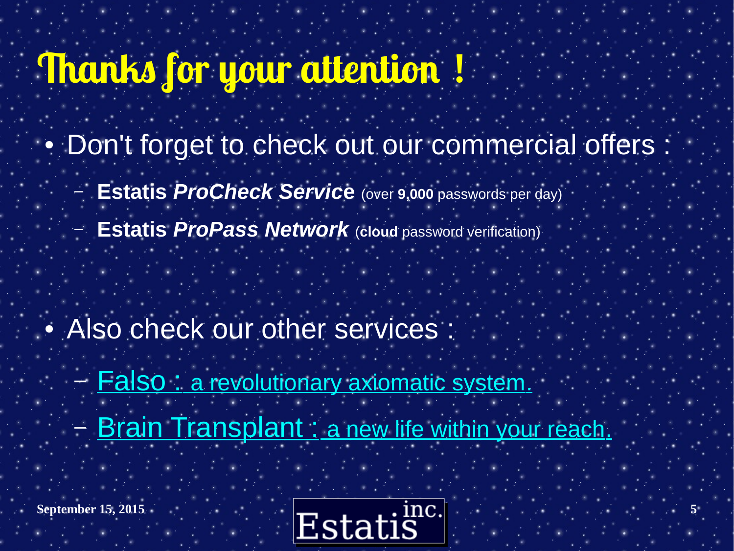# Thanks for your attention !

- Don't forget to check out our commercial offers :
  - **Estatis *ProCheck Service*** (over **9,000** passwords per day)
  - **Estatis *ProPass Network*** (**cloud** password verification)

- Also check our other services :
  - Falso : a revolutionary axiomatic system.
  - Brain Transplant : a new life within your reach.

**September 15, 2015**

Estatis inc.